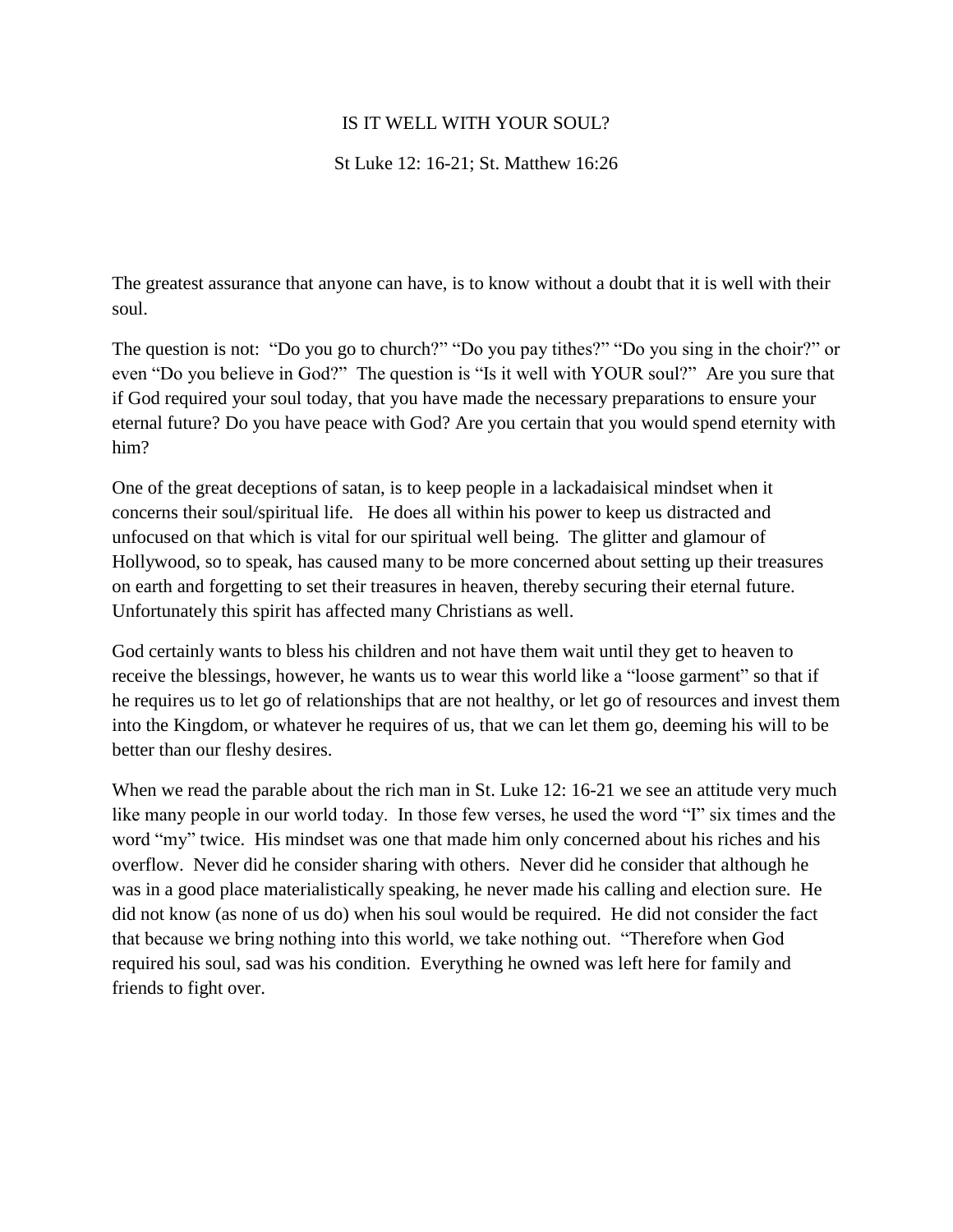# IS IT WELL WITH YOUR SOUL?

St Luke 12: 16-21; St. Matthew 16:26

The greatest assurance that anyone can have, is to know without a doubt that it is well with their soul.

The question is not: "Do you go to church?" "Do you pay tithes?" "Do you sing in the choir?" or even "Do you believe in God?" The question is "Is it well with YOUR soul?" Are you sure that if God required your soul today, that you have made the necessary preparations to ensure your eternal future? Do you have peace with God? Are you certain that you would spend eternity with him?

One of the great deceptions of satan, is to keep people in a lackadaisical mindset when it concerns their soul/spiritual life. He does all within his power to keep us distracted and unfocused on that which is vital for our spiritual well being. The glitter and glamour of Hollywood, so to speak, has caused many to be more concerned about setting up their treasures on earth and forgetting to set their treasures in heaven, thereby securing their eternal future. Unfortunately this spirit has affected many Christians as well.

God certainly wants to bless his children and not have them wait until they get to heaven to receive the blessings, however, he wants us to wear this world like a "loose garment" so that if he requires us to let go of relationships that are not healthy, or let go of resources and invest them into the Kingdom, or whatever he requires of us, that we can let them go, deeming his will to be better than our fleshy desires.

When we read the parable about the rich man in St. Luke 12: 16-21 we see an attitude very much like many people in our world today. In those few verses, he used the word "I" six times and the word "my" twice. His mindset was one that made him only concerned about his riches and his overflow. Never did he consider sharing with others. Never did he consider that although he was in a good place materialistically speaking, he never made his calling and election sure. He did not know (as none of us do) when his soul would be required. He did not consider the fact that because we bring nothing into this world, we take nothing out. "Therefore when God required his soul, sad was his condition. Everything he owned was left here for family and friends to fight over.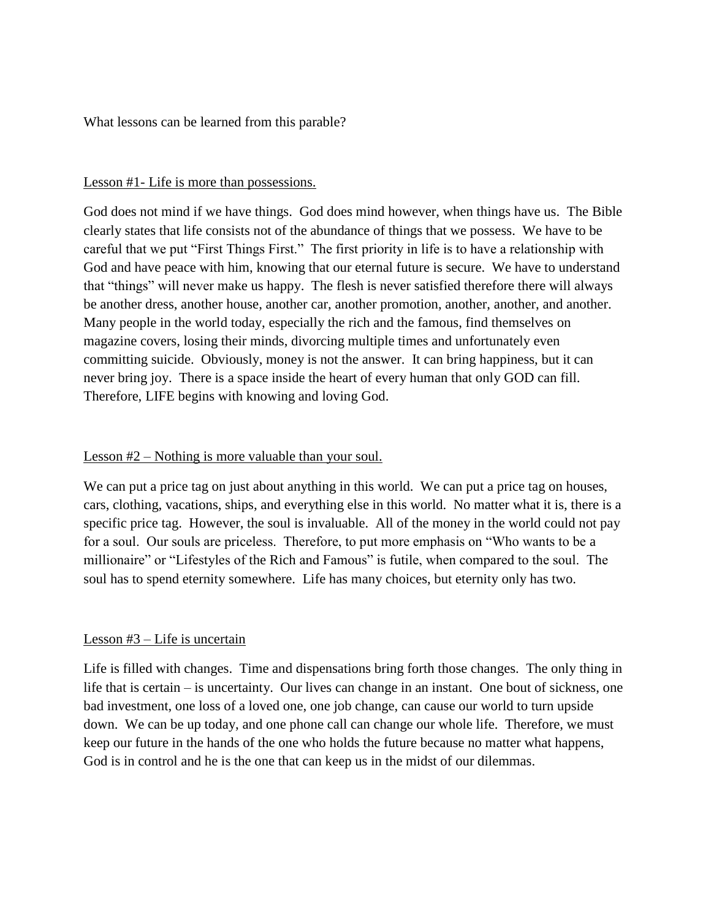What lessons can be learned from this parable?

<u>Lesson #1- Life is more than possessions.</u>

God does not mind if we have things. God does mind however, when things have us. The Bible clearly states that life consists not of the abundance of things that we possess. We have to be careful that we put "First Things First." The first priority in life is to have a relationship with God and have peace with him, knowing that our eternal future is secure. We have to understand that "things" will never make us happy. The flesh is never satisfied therefore there will always be another dress, another house, another car, another promotion, another, another, and another. Many people in the world today, especially the rich and the famous, find themselves on magazine covers, losing their minds, divorcing multiple times and unfortunately even committing suicide. Obviously, money is not the answer. It can bring happiness, but it can never bring joy. There is a space inside the heart of every human that only GOD can fill. Therefore, LIFE begins with knowing and loving God.

<u>Lesson #2 – Nothing is more valuable than your soul.</u>

We can put a price tag on just about anything in this world. We can put a price tag on houses, cars, clothing, vacations, ships, and everything else in this world. No matter what it is, there is a specific price tag. However, the soul is invaluable. All of the money in the world could not pay for a soul. Our souls are priceless. Therefore, to put more emphasis on "Who wants to be a millionaire" or "Lifestyles of the Rich and Famous" is futile, when compared to the soul. The soul has to spend eternity somewhere. Life has many choices, but eternity only has two.

<u>Lesson #3 – Life is uncertain</u>

Life is filled with changes. Time and dispensations bring forth those changes. The only thing in life that is certain – is uncertainty. Our lives can change in an instant. One bout of sickness, one bad investment, one loss of a loved one, one job change, can cause our world to turn upside down. We can be up today, and one phone call can change our whole life. Therefore, we must keep our future in the hands of the one who holds the future because no matter what happens, God is in control and he is the one that can keep us in the midst of our dilemmas.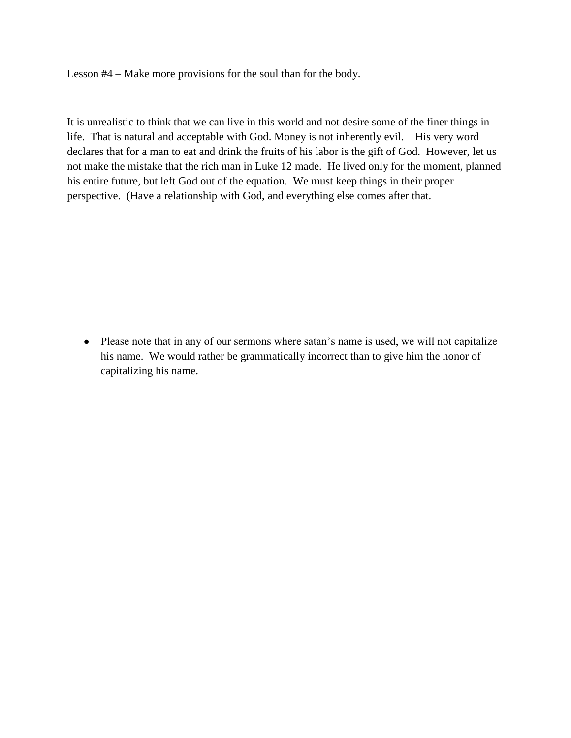<u>Lesson #4 – Make more provisions for the soul than for the body.</u>

It is unrealistic to think that we can live in this world and not desire some of the finer things in life. That is natural and acceptable with God. Money is not inherently evil. His very word declares that for a man to eat and drink the fruits of his labor is the gift of God. However, let us not make the mistake that the rich man in Luke 12 made. He lived only for the moment, planned his entire future, but left God out of the equation. We must keep things in their proper perspective. (Have a relationship with God, and everything else comes after that.

- Please note that in any of our sermons where satan's name is used, we will not capitalize his name. We would rather be grammatically incorrect than to give him the honor of capitalizing his name.